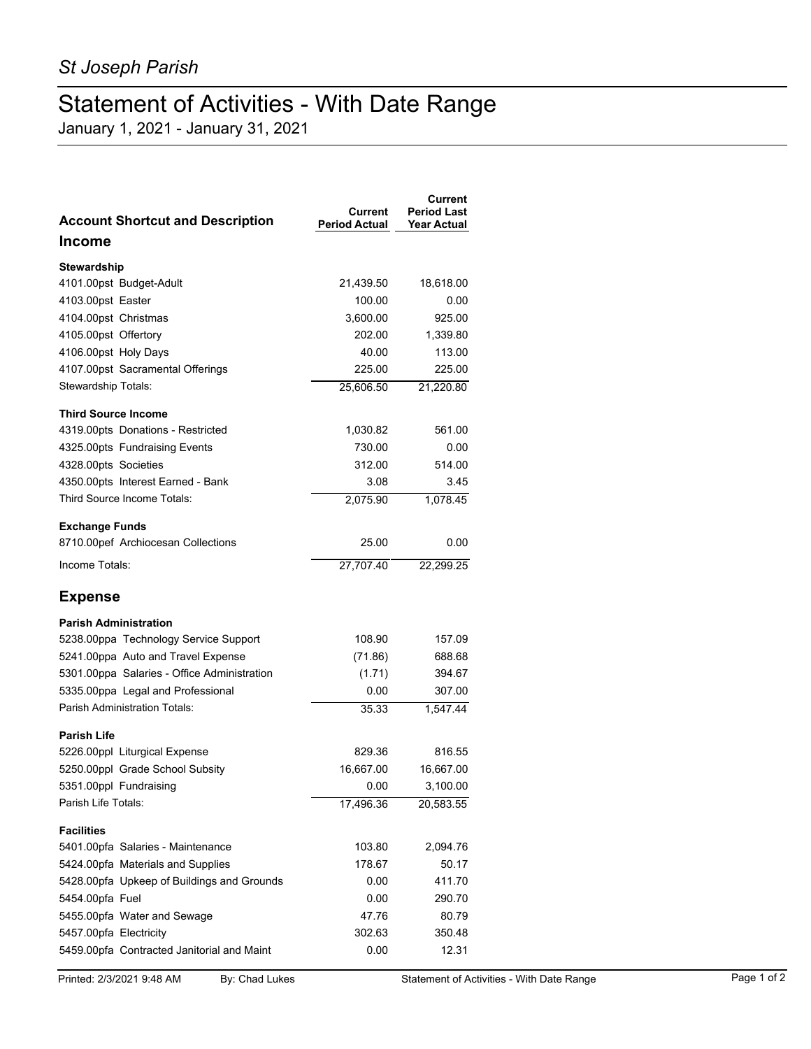*St Joseph Parish*

# Statement of Activities - With Date Range

January 1, 2021 - January 31, 2021

| Account Shortcut and Description | Current Period Actual | Current Period Last Year Actual |
|---|---|---|
| **Income** | | |
| **Stewardship** | | |
| 4101.00pst Budget-Adult | 21,439.50 | 18,618.00 |
| 4103.00pst Easter | 100.00 | 0.00 |
| 4104.00pst Christmas | 3,600.00 | 925.00 |
| 4105.00pst Offertory | 202.00 | 1,339.80 |
| 4106.00pst Holy Days | 40.00 | 113.00 |
| 4107.00pst Sacramental Offerings | 225.00 | 225.00 |
| Stewardship Totals: | 25,606.50 | 21,220.80 |
| **Third Source Income** | | |
| 4319.00pts Donations - Restricted | 1,030.82 | 561.00 |
| 4325.00pts Fundraising Events | 730.00 | 0.00 |
| 4328.00pts Societies | 312.00 | 514.00 |
| 4350.00pts Interest Earned - Bank | 3.08 | 3.45 |
| Third Source Income Totals: | 2,075.90 | 1,078.45 |
| **Exchange Funds** | | |
| 8710.00pef Archiocesan Collections | 25.00 | 0.00 |
| Income Totals: | 27,707.40 | 22,299.25 |
| **Expense** | | |
| **Parish Administration** | | |
| 5238.00ppa Technology Service Support | 108.90 | 157.09 |
| 5241.00ppa Auto and Travel Expense | (71.86) | 688.68 |
| 5301.00ppa Salaries - Office Administration | (1.71) | 394.67 |
| 5335.00ppa Legal and Professional | 0.00 | 307.00 |
| Parish Administration Totals: | 35.33 | 1,547.44 |
| **Parish Life** | | |
| 5226.00ppl Liturgical Expense | 829.36 | 816.55 |
| 5250.00ppl Grade School Subsity | 16,667.00 | 16,667.00 |
| 5351.00ppl Fundraising | 0.00 | 3,100.00 |
| Parish Life Totals: | 17,496.36 | 20,583.55 |
| **Facilities** | | |
| 5401.00pfa Salaries - Maintenance | 103.80 | 2,094.76 |
| 5424.00pfa Materials and Supplies | 178.67 | 50.17 |
| 5428.00pfa Upkeep of Buildings and Grounds | 0.00 | 411.70 |
| 5454.00pfa Fuel | 0.00 | 290.70 |
| 5455.00pfa Water and Sewage | 47.76 | 80.79 |
| 5457.00pfa Electricity | 302.63 | 350.48 |
| 5459.00pfa Contracted Janitorial and Maint | 0.00 | 12.31 |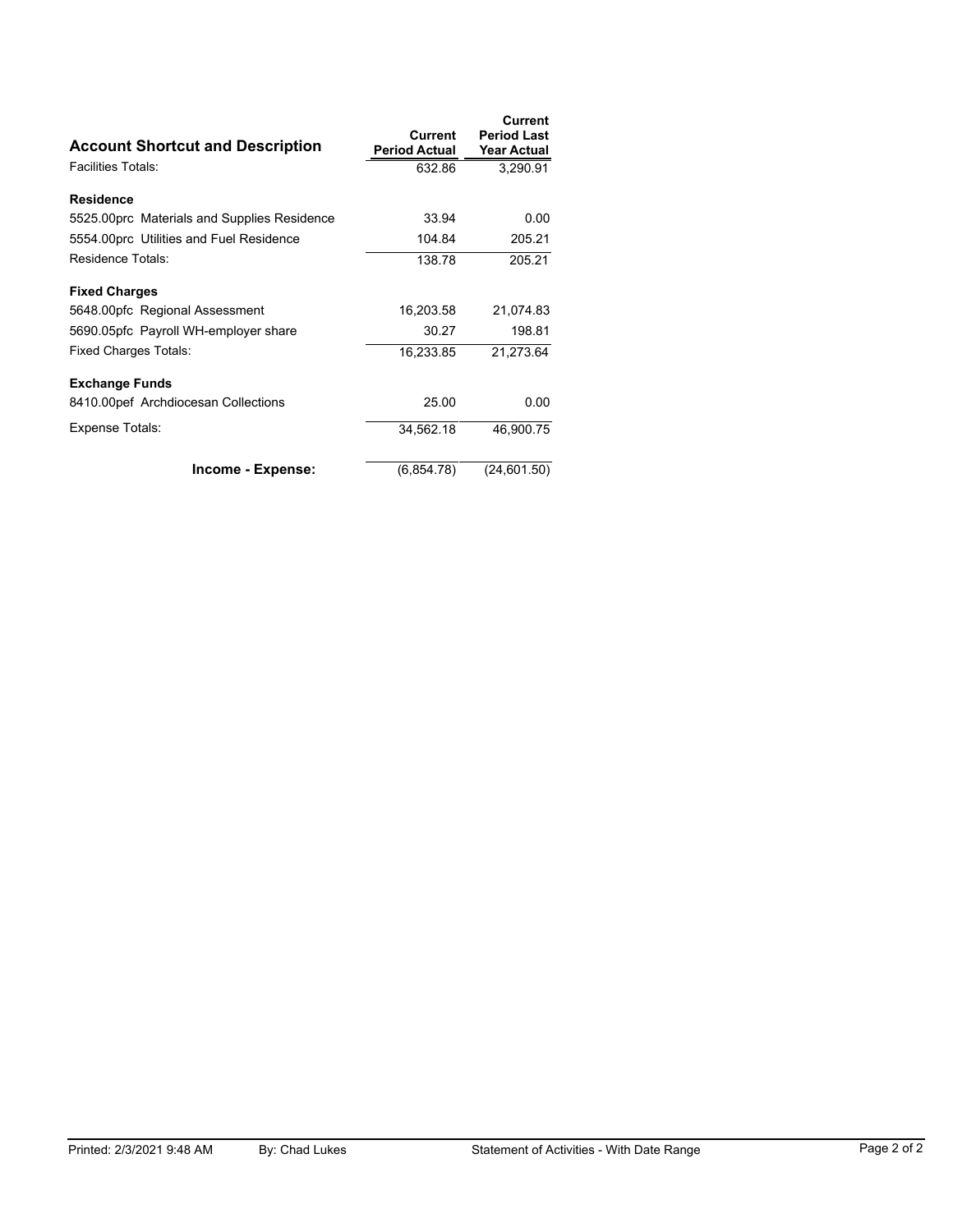| Account Shortcut and Description | Current Period Actual | Current Period Last Year Actual |
|---|---|---|
| Facilities Totals: | 632.86 | 3,290.91 |
| **Residence** | | |
| 5525.00prc Materials and Supplies Residence | 33.94 | 0.00 |
| 5554.00prc Utilities and Fuel Residence | 104.84 | 205.21 |
| Residence Totals: | 138.78 | 205.21 |
| **Fixed Charges** | | |
| 5648.00pfc Regional Assessment | 16,203.58 | 21,074.83 |
| 5690.05pfc Payroll WH-employer share | 30.27 | 198.81 |
| Fixed Charges Totals: | 16,233.85 | 21,273.64 |
| **Exchange Funds** | | |
| 8410.00pef Archdiocesan Collections | 25.00 | 0.00 |
| Expense Totals: | 34,562.18 | 46,900.75 |
| **Income - Expense:** | (6,854.78) | (24,601.50) |

Printed: 2/3/2021 9:48 AM By: Chad Lukes Statement of Activities - With Date Range